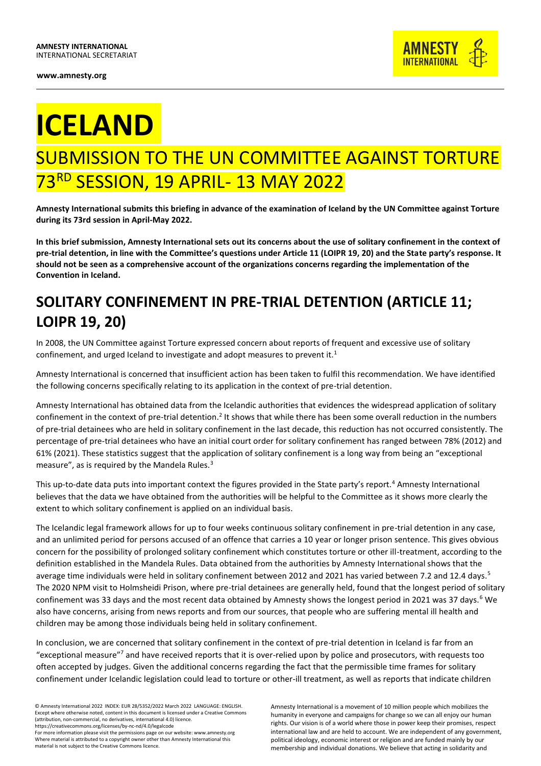**AMNESTY INTERNATIONAL**
INTERNATIONAL SECRETARIAT

**www.amnesty.org**

# ICELAND

## SUBMISSION TO THE UN COMMITTEE AGAINST TORTURE 73RD SESSION, 19 APRIL- 13 MAY 2022

**Amnesty International submits this briefing in advance of the examination of Iceland by the UN Committee against Torture during its 73rd session in April-May 2022.**

**In this brief submission, Amnesty International sets out its concerns about the use of solitary confinement in the context of pre-trial detention, in line with the Committee's questions under Article 11 (LOIPR 19, 20) and the State party's response. It should not be seen as a comprehensive account of the organizations concerns regarding the implementation of the Convention in Iceland.**

## SOLITARY CONFINEMENT IN PRE-TRIAL DETENTION (ARTICLE 11; LOIPR 19, 20)

In 2008, the UN Committee against Torture expressed concern about reports of frequent and excessive use of solitary confinement, and urged Iceland to investigate and adopt measures to prevent it.[1]

Amnesty International is concerned that insufficient action has been taken to fulfil this recommendation. We have identified the following concerns specifically relating to its application in the context of pre-trial detention.

Amnesty International has obtained data from the Icelandic authorities that evidences the widespread application of solitary confinement in the context of pre-trial detention.[2] It shows that while there has been some overall reduction in the numbers of pre-trial detainees who are held in solitary confinement in the last decade, this reduction has not occurred consistently. The percentage of pre-trial detainees who have an initial court order for solitary confinement has ranged between 78% (2012) and 61% (2021). These statistics suggest that the application of solitary confinement is a long way from being an "exceptional measure", as is required by the Mandela Rules.[3]

This up-to-date data puts into important context the figures provided in the State party's report.[4] Amnesty International believes that the data we have obtained from the authorities will be helpful to the Committee as it shows more clearly the extent to which solitary confinement is applied on an individual basis.

The Icelandic legal framework allows for up to four weeks continuous solitary confinement in pre-trial detention in any case, and an unlimited period for persons accused of an offence that carries a 10 year or longer prison sentence. This gives obvious concern for the possibility of prolonged solitary confinement which constitutes torture or other ill-treatment, according to the definition established in the Mandela Rules. Data obtained from the authorities by Amnesty International shows that the average time individuals were held in solitary confinement between 2012 and 2021 has varied between 7.2 and 12.4 days.[5] The 2020 NPM visit to Holmsheidi Prison, where pre-trial detainees are generally held, found that the longest period of solitary confinement was 33 days and the most recent data obtained by Amnesty shows the longest period in 2021 was 37 days.[6] We also have concerns, arising from news reports and from our sources, that people who are suffering mental ill health and children may be among those individuals being held in solitary confinement.

In conclusion, we are concerned that solitary confinement in the context of pre-trial detention in Iceland is far from an "exceptional measure"[7] and have received reports that it is over-relied upon by police and prosecutors, with requests too often accepted by judges. Given the additional concerns regarding the fact that the permissible time frames for solitary confinement under Icelandic legislation could lead to torture or other-ill treatment, as well as reports that indicate children

© Amnesty International 2022 INDEX: EUR 28/5352/2022 March 2022 LANGUAGE: ENGLISH.
Except where otherwise noted, content in this document is licensed under a Creative Commons (attribution, non-commercial, no derivatives, international 4.0) licence.
https://creativecommons.org/licenses/by-nc-nd/4.0/legalcode
For more information please visit the permissions page on our website: www.amnesty.org
Where material is attributed to a copyright owner other than Amnesty International this material is not subject to the Creative Commons licence.

Amnesty International is a movement of 10 million people which mobilizes the humanity in everyone and campaigns for change so we can all enjoy our human rights. Our vision is of a world where those in power keep their promises, respect international law and are held to account. We are independent of any government, political ideology, economic interest or religion and are funded mainly by our membership and individual donations. We believe that acting in solidarity and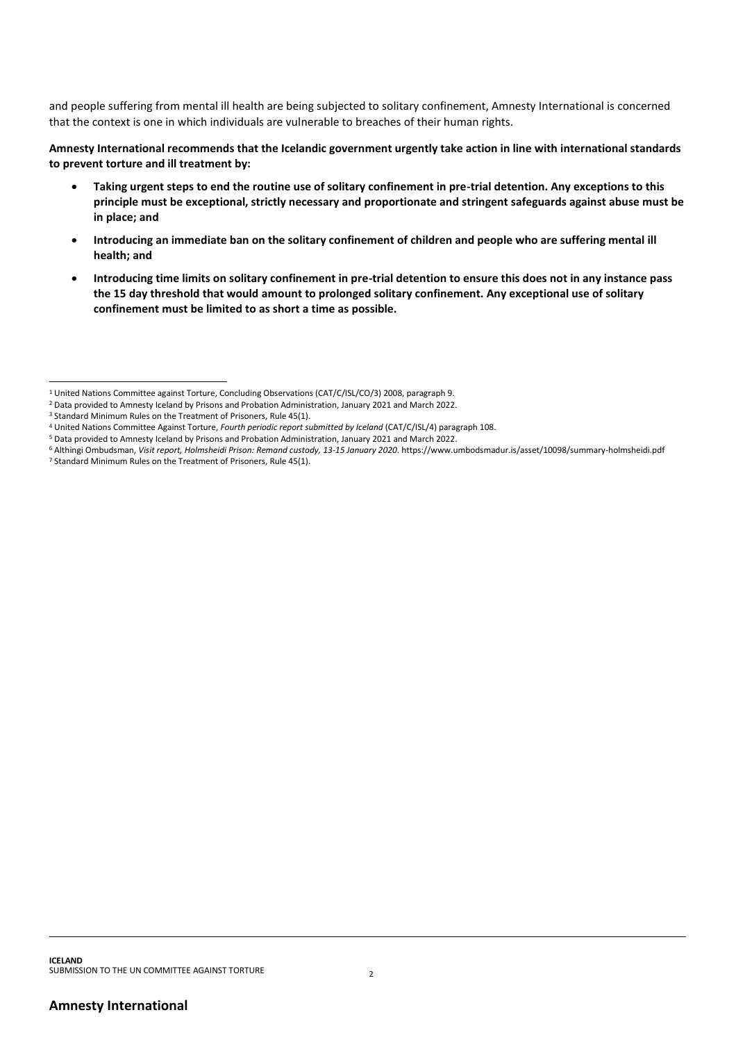and people suffering from mental ill health are being subjected to solitary confinement, Amnesty International is concerned that the context is one in which individuals are vulnerable to breaches of their human rights.

**Amnesty International recommends that the Icelandic government urgently take action in line with international standards to prevent torture and ill treatment by:**

- **Taking urgent steps to end the routine use of solitary confinement in pre-trial detention. Any exceptions to this principle must be exceptional, strictly necessary and proportionate and stringent safeguards against abuse must be in place; and**
- **Introducing an immediate ban on the solitary confinement of children and people who are suffering mental ill health; and**
- **Introducing time limits on solitary confinement in pre-trial detention to ensure this does not in any instance pass the 15 day threshold that would amount to prolonged solitary confinement. Any exceptional use of solitary confinement must be limited to as short a time as possible.**

---

[1] United Nations Committee against Torture, Concluding Observations (CAT/C/ISL/CO/3) 2008, paragraph 9.

[2] Data provided to Amnesty Iceland by Prisons and Probation Administration, January 2021 and March 2022.

[3] Standard Minimum Rules on the Treatment of Prisoners, Rule 45(1).

[4] United Nations Committee Against Torture, *Fourth periodic report submitted by Iceland* (CAT/C/ISL/4) paragraph 108.

[5] Data provided to Amnesty Iceland by Prisons and Probation Administration, January 2021 and March 2022.

[6] Althingi Ombudsman, *Visit report, Holmsheidi Prison: Remand custody, 13-15 January 2020*. https://www.umbodsmadur.is/asset/10098/summary-holmsheidi.pdf

[7] Standard Minimum Rules on the Treatment of Prisoners, Rule 45(1).